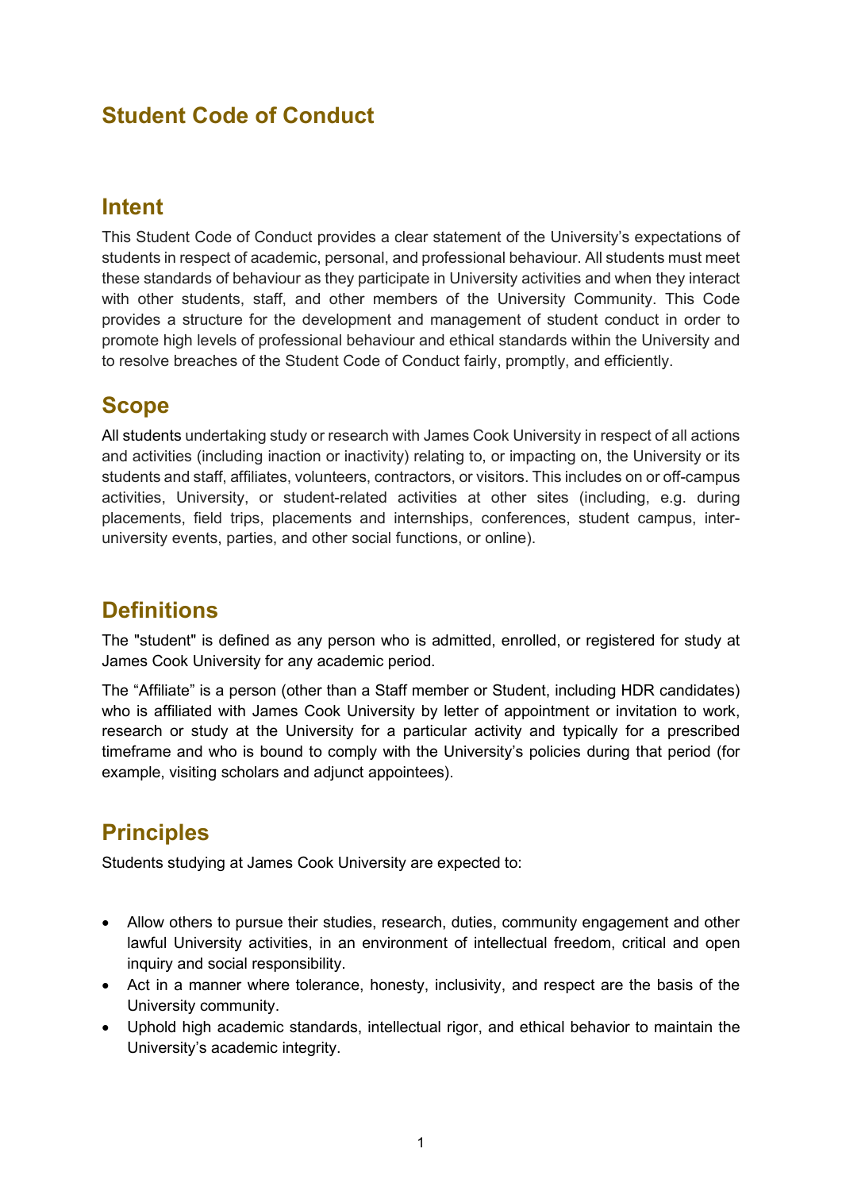# Student Code of Conduct

## Intent

This Student Code of Conduct provides a clear statement of the University's expectations of students in respect of academic, personal, and professional behaviour. All students must meet these standards of behaviour as they participate in University activities and when they interact with other students, staff, and other members of the University Community. This Code provides a structure for the development and management of student conduct in order to promote high levels of professional behaviour and ethical standards within the University and to resolve breaches of the Student Code of Conduct fairly, promptly, and efficiently.

## Scope

All students undertaking study or research with James Cook University in respect of all actions and activities (including inaction or inactivity) relating to, or impacting on, the University or its students and staff, affiliates, volunteers, contractors, or visitors. This includes on or off-campus activities, University, or student-related activities at other sites (including, e.g. during placements, field trips, placements and internships, conferences, student campus, inter-university events, parties, and other social functions, or online).

## Definitions

The "student" is defined as any person who is admitted, enrolled, or registered for study at James Cook University for any academic period.

The "Affiliate" is a person (other than a Staff member or Student, including HDR candidates) who is affiliated with James Cook University by letter of appointment or invitation to work, research or study at the University for a particular activity and typically for a prescribed timeframe and who is bound to comply with the University's policies during that period (for example, visiting scholars and adjunct appointees).

## Principles

Students studying at James Cook University are expected to:

- Allow others to pursue their studies, research, duties, community engagement and other lawful University activities, in an environment of intellectual freedom, critical and open inquiry and social responsibility.
- Act in a manner where tolerance, honesty, inclusivity, and respect are the basis of the University community.
- Uphold high academic standards, intellectual rigor, and ethical behavior to maintain the University's academic integrity.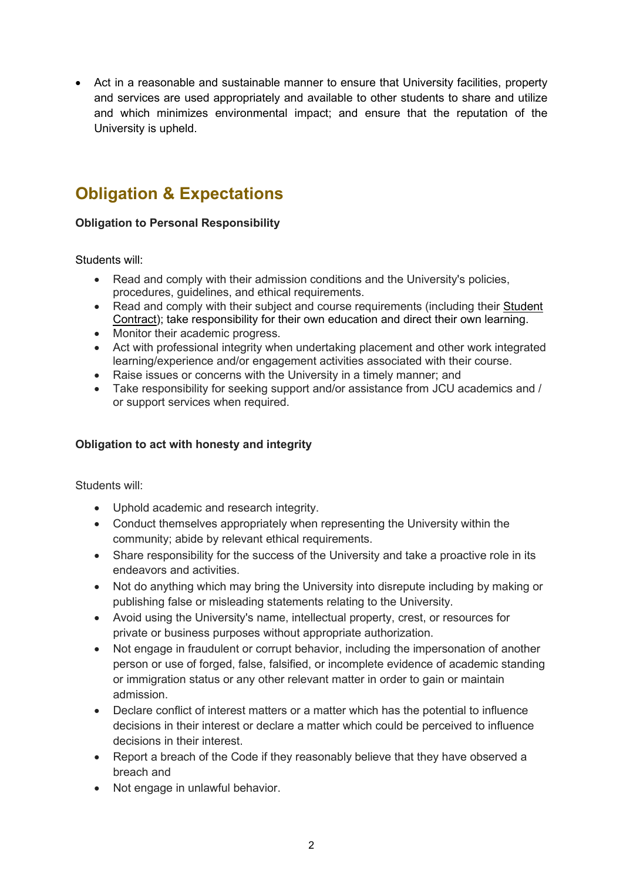- Act in a reasonable and sustainable manner to ensure that University facilities, property and services are used appropriately and available to other students to share and utilize and which minimizes environmental impact; and ensure that the reputation of the University is upheld.

## Obligation & Expectations

**Obligation to Personal Responsibility**

Students will:

- Read and comply with their admission conditions and the University's policies, procedures, guidelines, and ethical requirements.
- Read and comply with their subject and course requirements (including their Student Contract); take responsibility for their own education and direct their own learning.
- Monitor their academic progress.
- Act with professional integrity when undertaking placement and other work integrated learning/experience and/or engagement activities associated with their course.
- Raise issues or concerns with the University in a timely manner; and
- Take responsibility for seeking support and/or assistance from JCU academics and / or support services when required.

**Obligation to act with honesty and integrity**

Students will:

- Uphold academic and research integrity.
- Conduct themselves appropriately when representing the University within the community; abide by relevant ethical requirements.
- Share responsibility for the success of the University and take a proactive role in its endeavors and activities.
- Not do anything which may bring the University into disrepute including by making or publishing false or misleading statements relating to the University.
- Avoid using the University's name, intellectual property, crest, or resources for private or business purposes without appropriate authorization.
- Not engage in fraudulent or corrupt behavior, including the impersonation of another person or use of forged, false, falsified, or incomplete evidence of academic standing or immigration status or any other relevant matter in order to gain or maintain admission.
- Declare conflict of interest matters or a matter which has the potential to influence decisions in their interest or declare a matter which could be perceived to influence decisions in their interest.
- Report a breach of the Code if they reasonably believe that they have observed a breach and
- Not engage in unlawful behavior.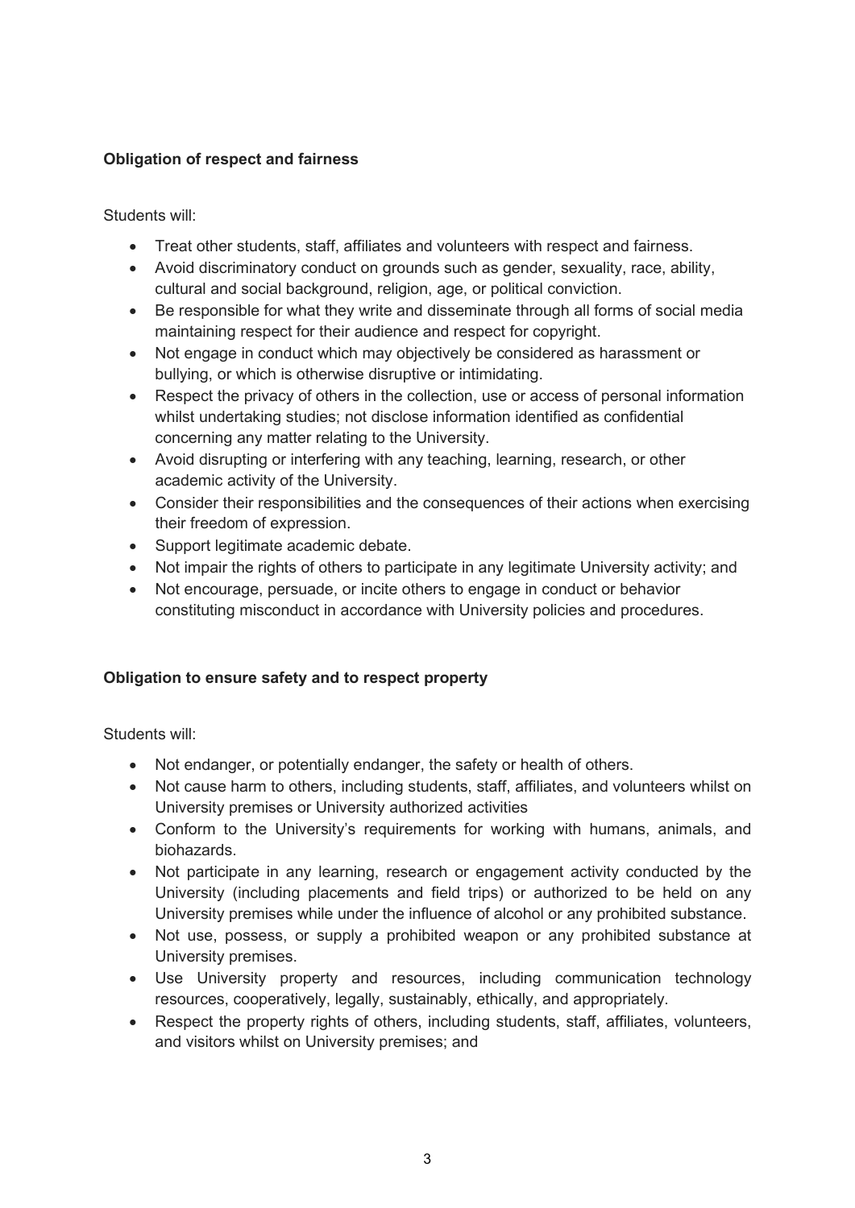**Obligation of respect and fairness**

Students will:

- Treat other students, staff, affiliates and volunteers with respect and fairness.
- Avoid discriminatory conduct on grounds such as gender, sexuality, race, ability, cultural and social background, religion, age, or political conviction.
- Be responsible for what they write and disseminate through all forms of social media maintaining respect for their audience and respect for copyright.
- Not engage in conduct which may objectively be considered as harassment or bullying, or which is otherwise disruptive or intimidating.
- Respect the privacy of others in the collection, use or access of personal information whilst undertaking studies; not disclose information identified as confidential concerning any matter relating to the University.
- Avoid disrupting or interfering with any teaching, learning, research, or other academic activity of the University.
- Consider their responsibilities and the consequences of their actions when exercising their freedom of expression.
- Support legitimate academic debate.
- Not impair the rights of others to participate in any legitimate University activity; and
- Not encourage, persuade, or incite others to engage in conduct or behavior constituting misconduct in accordance with University policies and procedures.

**Obligation to ensure safety and to respect property**

Students will:

- Not endanger, or potentially endanger, the safety or health of others.
- Not cause harm to others, including students, staff, affiliates, and volunteers whilst on University premises or University authorized activities
- Conform to the University's requirements for working with humans, animals, and biohazards.
- Not participate in any learning, research or engagement activity conducted by the University (including placements and field trips) or authorized to be held on any University premises while under the influence of alcohol or any prohibited substance.
- Not use, possess, or supply a prohibited weapon or any prohibited substance at University premises.
- Use University property and resources, including communication technology resources, cooperatively, legally, sustainably, ethically, and appropriately.
- Respect the property rights of others, including students, staff, affiliates, volunteers, and visitors whilst on University premises; and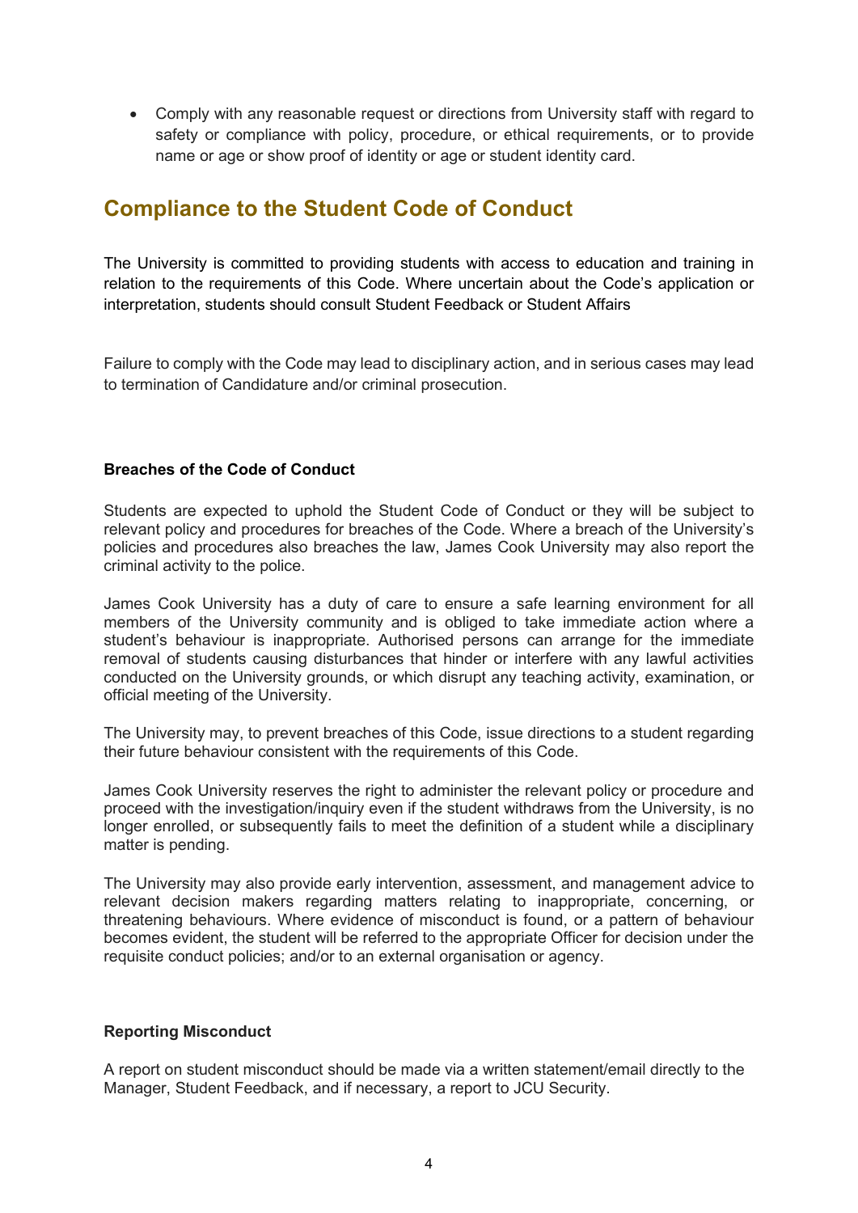- Comply with any reasonable request or directions from University staff with regard to safety or compliance with policy, procedure, or ethical requirements, or to provide name or age or show proof of identity or age or student identity card.

## Compliance to the Student Code of Conduct

The University is committed to providing students with access to education and training in relation to the requirements of this Code. Where uncertain about the Code's application or interpretation, students should consult Student Feedback or Student Affairs

Failure to comply with the Code may lead to disciplinary action, and in serious cases may lead to termination of Candidature and/or criminal prosecution.

**Breaches of the Code of Conduct**

Students are expected to uphold the Student Code of Conduct or they will be subject to relevant policy and procedures for breaches of the Code. Where a breach of the University's policies and procedures also breaches the law, James Cook University may also report the criminal activity to the police.

James Cook University has a duty of care to ensure a safe learning environment for all members of the University community and is obliged to take immediate action where a student's behaviour is inappropriate. Authorised persons can arrange for the immediate removal of students causing disturbances that hinder or interfere with any lawful activities conducted on the University grounds, or which disrupt any teaching activity, examination, or official meeting of the University.

The University may, to prevent breaches of this Code, issue directions to a student regarding their future behaviour consistent with the requirements of this Code.

James Cook University reserves the right to administer the relevant policy or procedure and proceed with the investigation/inquiry even if the student withdraws from the University, is no longer enrolled, or subsequently fails to meet the definition of a student while a disciplinary matter is pending.

The University may also provide early intervention, assessment, and management advice to relevant decision makers regarding matters relating to inappropriate, concerning, or threatening behaviours. Where evidence of misconduct is found, or a pattern of behaviour becomes evident, the student will be referred to the appropriate Officer for decision under the requisite conduct policies; and/or to an external organisation or agency.

**Reporting Misconduct**

A report on student misconduct should be made via a written statement/email directly to the Manager, Student Feedback, and if necessary, a report to JCU Security.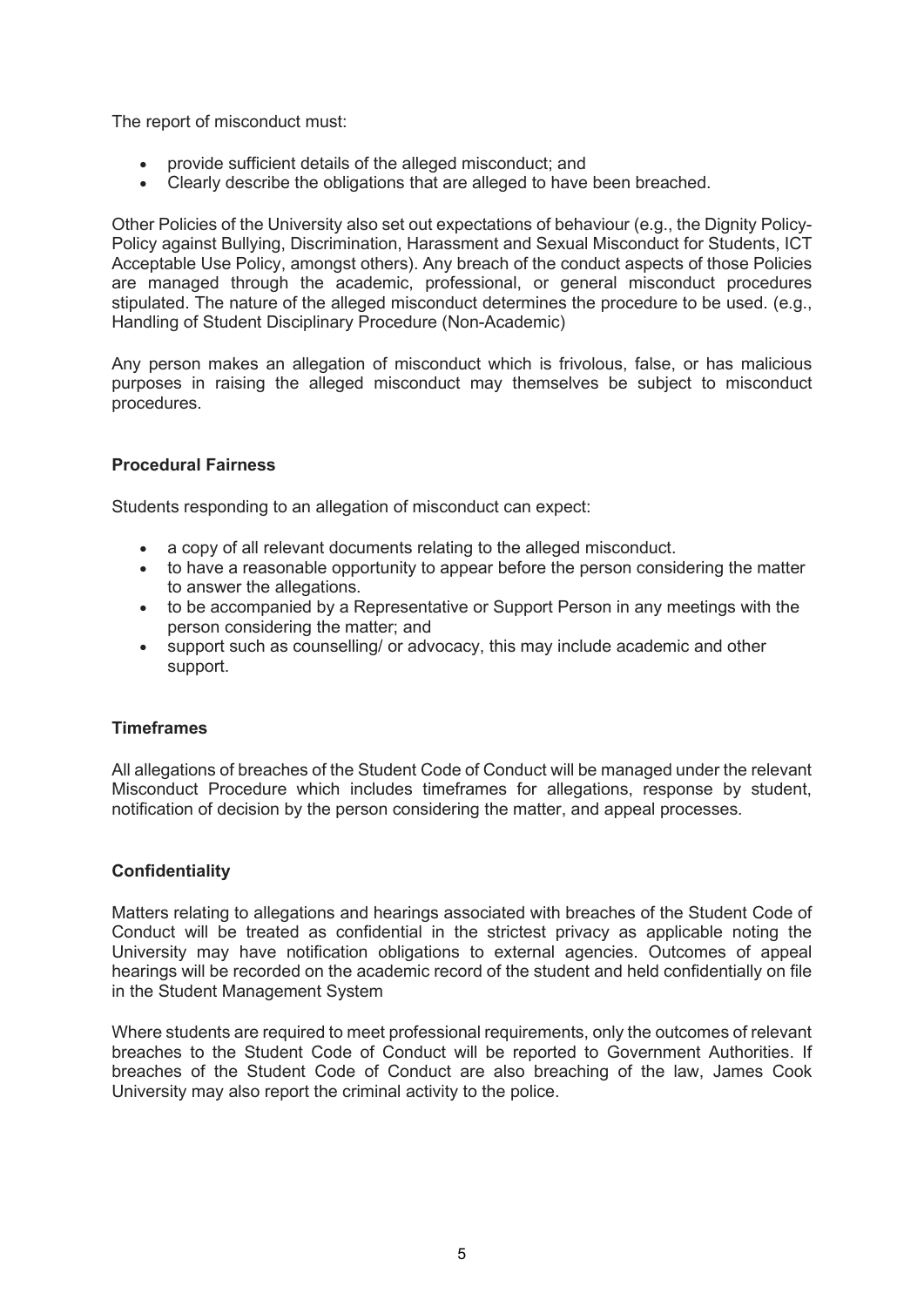The report of misconduct must:

- provide sufficient details of the alleged misconduct; and
- Clearly describe the obligations that are alleged to have been breached.

Other Policies of the University also set out expectations of behaviour (e.g., the Dignity Policy-Policy against Bullying, Discrimination, Harassment and Sexual Misconduct for Students, ICT Acceptable Use Policy, amongst others). Any breach of the conduct aspects of those Policies are managed through the academic, professional, or general misconduct procedures stipulated. The nature of the alleged misconduct determines the procedure to be used. (e.g., Handling of Student Disciplinary Procedure (Non-Academic)

Any person makes an allegation of misconduct which is frivolous, false, or has malicious purposes in raising the alleged misconduct may themselves be subject to misconduct procedures.

**Procedural Fairness**

Students responding to an allegation of misconduct can expect:

- a copy of all relevant documents relating to the alleged misconduct.
- to have a reasonable opportunity to appear before the person considering the matter to answer the allegations.
- to be accompanied by a Representative or Support Person in any meetings with the person considering the matter; and
- support such as counselling/ or advocacy, this may include academic and other support.

**Timeframes**

All allegations of breaches of the Student Code of Conduct will be managed under the relevant Misconduct Procedure which includes timeframes for allegations, response by student, notification of decision by the person considering the matter, and appeal processes.

**Confidentiality**

Matters relating to allegations and hearings associated with breaches of the Student Code of Conduct will be treated as confidential in the strictest privacy as applicable noting the University may have notification obligations to external agencies. Outcomes of appeal hearings will be recorded on the academic record of the student and held confidentially on file in the Student Management System

Where students are required to meet professional requirements, only the outcomes of relevant breaches to the Student Code of Conduct will be reported to Government Authorities. If breaches of the Student Code of Conduct are also breaching of the law, James Cook University may also report the criminal activity to the police.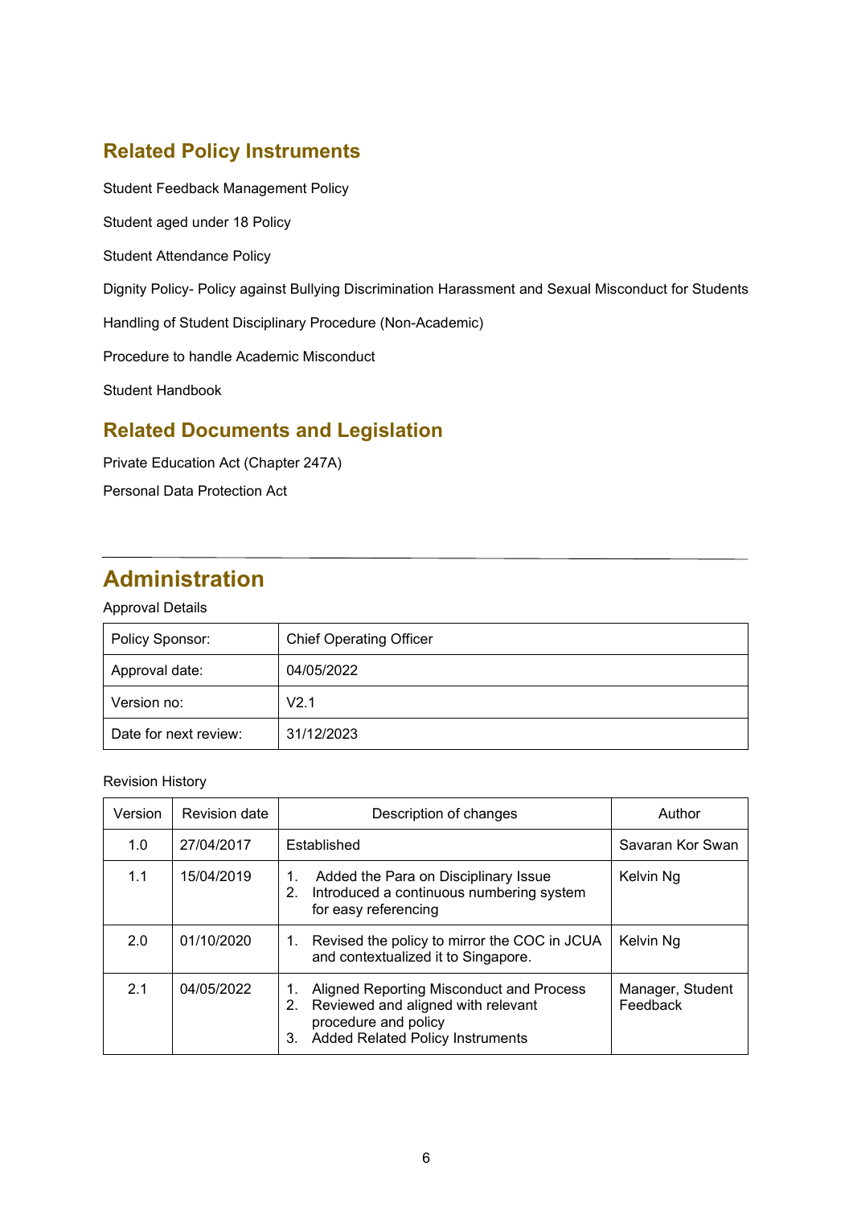## Related Policy Instruments

Student Feedback Management Policy

Student aged under 18 Policy

Student Attendance Policy

Dignity Policy- Policy against Bullying Discrimination Harassment and Sexual Misconduct for Students

Handling of Student Disciplinary Procedure (Non-Academic)

Procedure to handle Academic Misconduct

Student Handbook

## Related Documents and Legislation

Private Education Act (Chapter 247A)

Personal Data Protection Act

---

# Administration

Approval Details

| Policy Sponsor: | Chief Operating Officer |
|---|---|
| Approval date: | 04/05/2022 |
| Version no: | V2.1 |
| Date for next review: | 31/12/2023 |

Revision History

| Version | Revision date | Description of changes | Author |
|---|---|---|---|
| 1.0 | 27/04/2017 | Established | Savaran Kor Swan |
| 1.1 | 15/04/2019 | 1. Added the Para on Disciplinary Issue<br>2. Introduced a continuous numbering system for easy referencing | Kelvin Ng |
| 2.0 | 01/10/2020 | 1. Revised the policy to mirror the COC in JCUA and contextualized it to Singapore. | Kelvin Ng |
| 2.1 | 04/05/2022 | 1. Aligned Reporting Misconduct and Process<br>2. Reviewed and aligned with relevant procedure and policy<br>3. Added Related Policy Instruments | Manager, Student Feedback |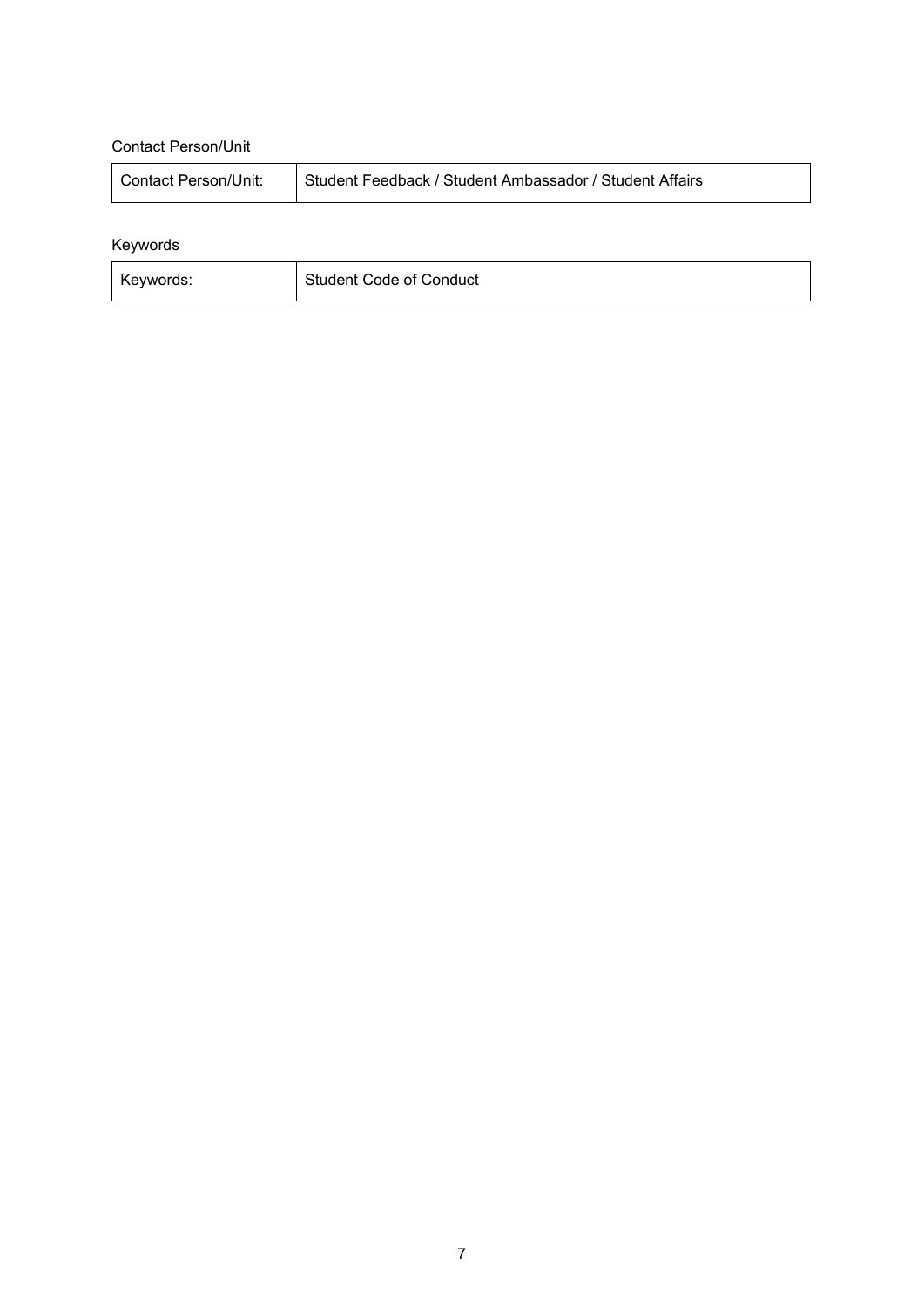Contact Person/Unit

| | |
|---|---|
| Contact Person/Unit: | Student Feedback / Student Ambassador / Student Affairs |

Keywords

| | |
|---|---|
| Keywords: | Student Code of Conduct |